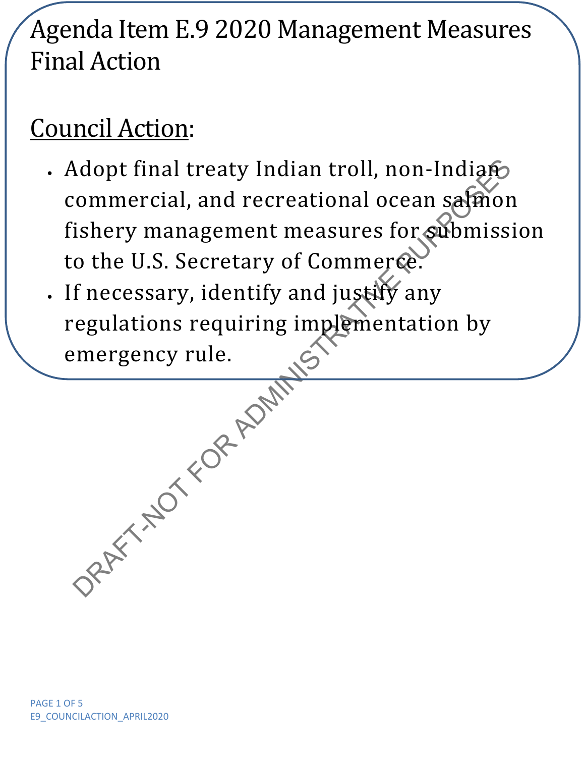# Agenda Item E.9 2020 Management Measures Final Action

## Council Action:

- Adopt final treaty Indian troll, non-Indian commercial, and recreational ocean salmon fishery management measures for submission to the U.S. Secretary of Commerce.
- If necessary, identify and justify any regulations requiring implementation by emergency rule.

DRAFT-NOT FOR ADMINISTRATIVE PURPOSES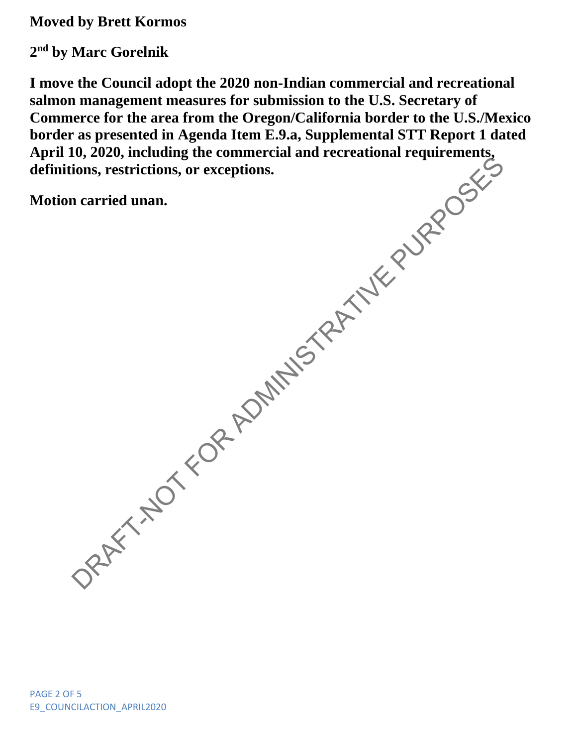**Moved by Brett Kormos**

**2nd by Marc Gorelnik**

**I move the Council adopt the 2020 non-Indian commercial and recreational salmon management measures for submission to the U.S. Secretary of Commerce for the area from the Oregon/California border to the U.S./Mexico border as presented in Agenda Item E.9.a, Supplemental STT Report 1 dated April 10, 2020, including the commercial and recreational requirements, definitions, restrictions, or exceptions.**

**Motion carried unan.**

DRAFT-NOT FOR ADMINISTRATIVE PURPOSES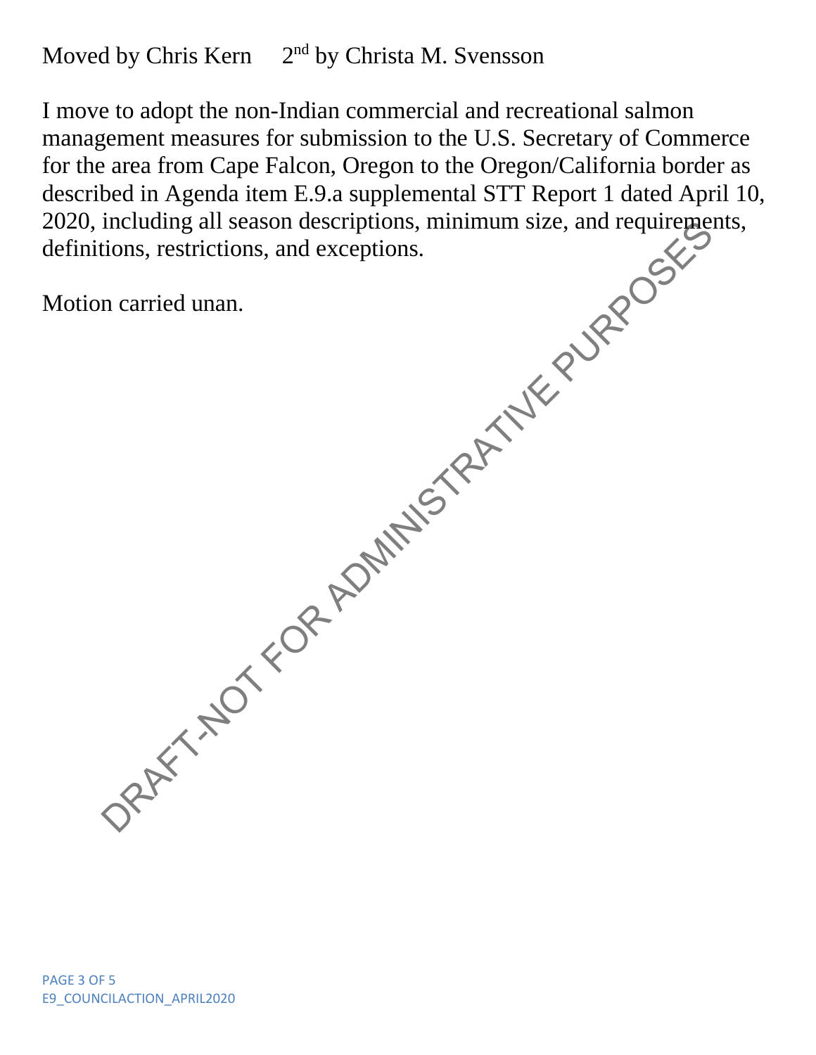Moved by Chris Kern 2nd by Christa M. Svensson

I move to adopt the non-Indian commercial and recreational salmon management measures for submission to the U.S. Secretary of Commerce for the area from Cape Falcon, Oregon to the Oregon/California border as described in Agenda item E.9.a supplemental STT Report 1 dated April 10, 2020, including all season descriptions, minimum size, and requirements, definitions, restrictions, and exceptions.

Motion carried unan.

DRAFT-NOT FOR ADMINISTRATIVE PURPOSES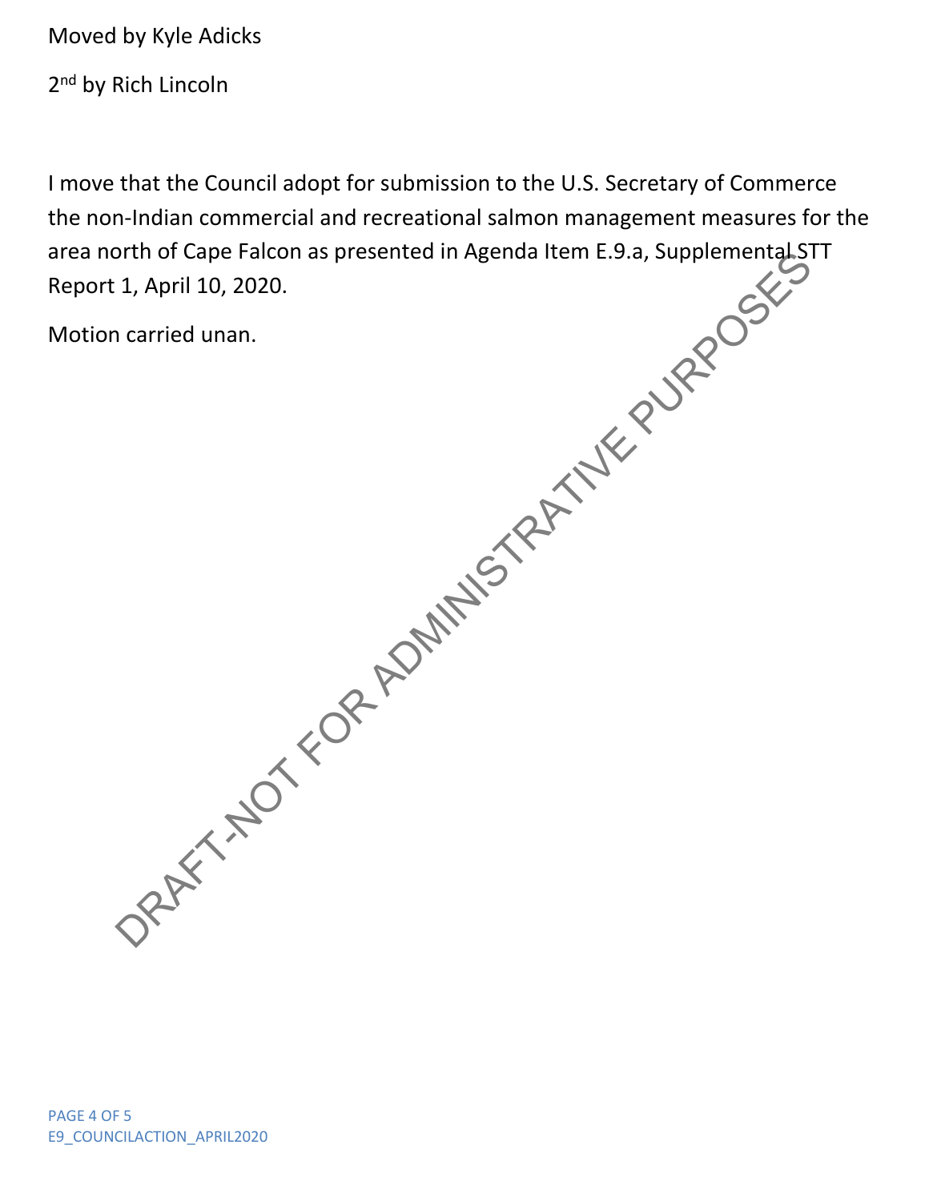Moved by Kyle Adicks

2nd by Rich Lincoln

I move that the Council adopt for submission to the U.S. Secretary of Commerce the non-Indian commercial and recreational salmon management measures for the area north of Cape Falcon as presented in Agenda Item E.9.a, Supplemental STT Report 1, April 10, 2020.

Motion carried unan.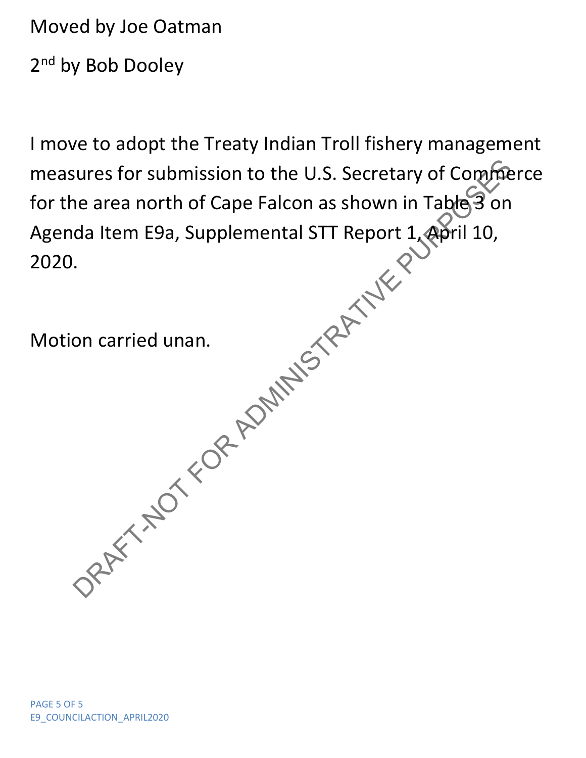Moved by Joe Oatman

2nd by Bob Dooley

I move to adopt the Treaty Indian Troll fishery management measures for submission to the U.S. Secretary of Commerce for the area north of Cape Falcon as shown in Table 3 on Agenda Item E9a, Supplemental STT Report 1, April 10, 2020.

Motion carried unan.

DRAFT-NOT FOR ADMINISTRATIVE PURPOSES